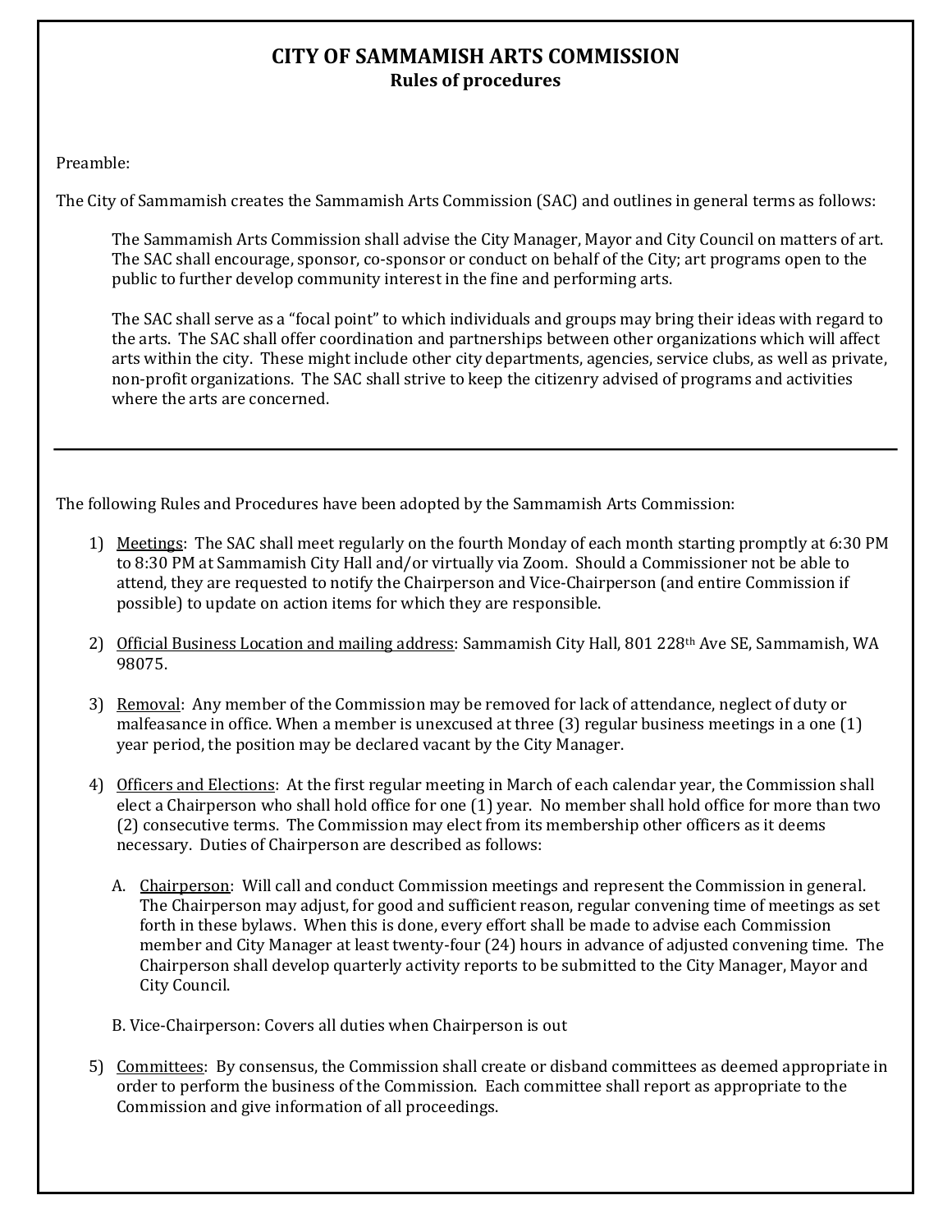# CITY OF SAMMAMISH ARTS COMMISSION

## Rules of procedures

Preamble:

The City of Sammamish creates the Sammamish Arts Commission (SAC) and outlines in general terms as follows:

> The Sammamish Arts Commission shall advise the City Manager, Mayor and City Council on matters of art. The SAC shall encourage, sponsor, co-sponsor or conduct on behalf of the City; art programs open to the public to further develop community interest in the fine and performing arts.
>
> The SAC shall serve as a "focal point" to which individuals and groups may bring their ideas with regard to the arts. The SAC shall offer coordination and partnerships between other organizations which will affect arts within the city. These might include other city departments, agencies, service clubs, as well as private, non-profit organizations. The SAC shall strive to keep the citizenry advised of programs and activities where the arts are concerned.

---

The following Rules and Procedures have been adopted by the Sammamish Arts Commission:

1) Meetings: The SAC shall meet regularly on the fourth Monday of each month starting promptly at 6:30 PM to 8:30 PM at Sammamish City Hall and/or virtually via Zoom. Should a Commissioner not be able to attend, they are requested to notify the Chairperson and Vice-Chairperson (and entire Commission if possible) to update on action items for which they are responsible.

2) Official Business Location and mailing address: Sammamish City Hall, 801 228th Ave SE, Sammamish, WA 98075.

3) Removal: Any member of the Commission may be removed for lack of attendance, neglect of duty or malfeasance in office. When a member is unexcused at three (3) regular business meetings in a one (1) year period, the position may be declared vacant by the City Manager.

4) Officers and Elections: At the first regular meeting in March of each calendar year, the Commission shall elect a Chairperson who shall hold office for one (1) year. No member shall hold office for more than two (2) consecutive terms. The Commission may elect from its membership other officers as it deems necessary. Duties of Chairperson are described as follows:

   A. Chairperson: Will call and conduct Commission meetings and represent the Commission in general. The Chairperson may adjust, for good and sufficient reason, regular convening time of meetings as set forth in these bylaws. When this is done, every effort shall be made to advise each Commission member and City Manager at least twenty-four (24) hours in advance of adjusted convening time. The Chairperson shall develop quarterly activity reports to be submitted to the City Manager, Mayor and City Council.

   B. Vice-Chairperson: Covers all duties when Chairperson is out

5) Committees: By consensus, the Commission shall create or disband committees as deemed appropriate in order to perform the business of the Commission. Each committee shall report as appropriate to the Commission and give information of all proceedings.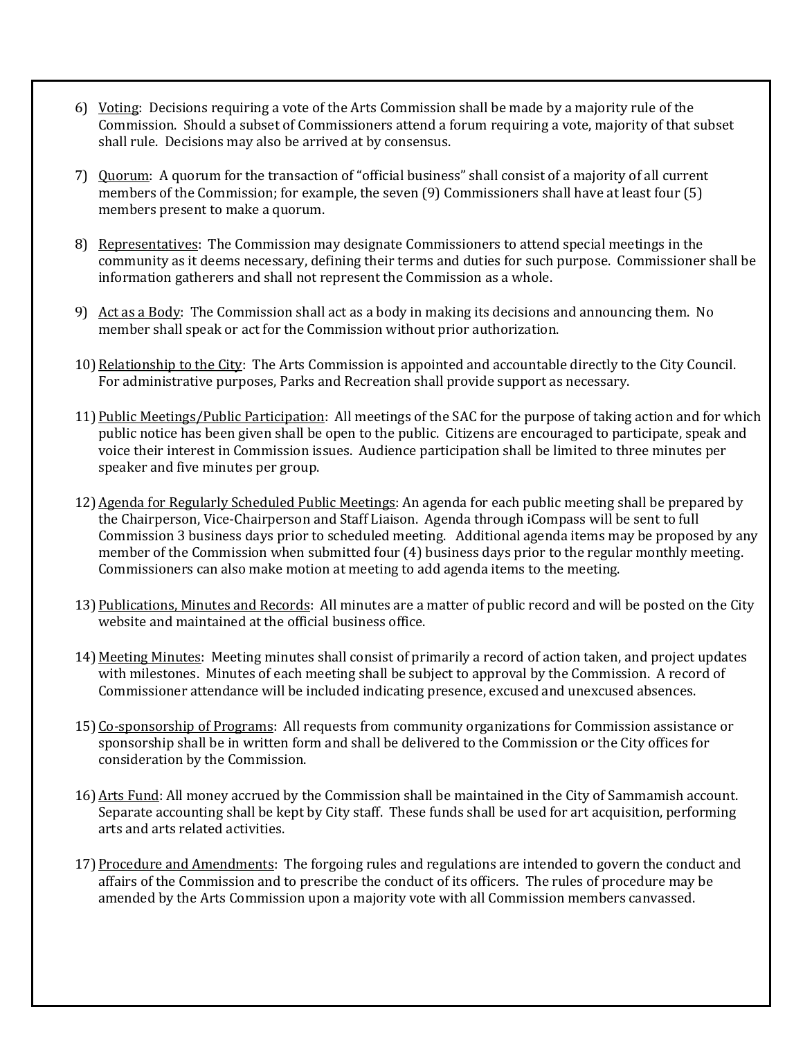6) <u>Voting</u>: Decisions requiring a vote of the Arts Commission shall be made by a majority rule of the Commission. Should a subset of Commissioners attend a forum requiring a vote, majority of that subset shall rule. Decisions may also be arrived at by consensus.

7) <u>Quorum</u>: A quorum for the transaction of "official business" shall consist of a majority of all current members of the Commission; for example, the seven (9) Commissioners shall have at least four (5) members present to make a quorum.

8) <u>Representatives</u>: The Commission may designate Commissioners to attend special meetings in the community as it deems necessary, defining their terms and duties for such purpose. Commissioner shall be information gatherers and shall not represent the Commission as a whole.

9) <u>Act as a Body</u>: The Commission shall act as a body in making its decisions and announcing them. No member shall speak or act for the Commission without prior authorization.

10) <u>Relationship to the City</u>: The Arts Commission is appointed and accountable directly to the City Council. For administrative purposes, Parks and Recreation shall provide support as necessary.

11) <u>Public Meetings/Public Participation</u>: All meetings of the SAC for the purpose of taking action and for which public notice has been given shall be open to the public. Citizens are encouraged to participate, speak and voice their interest in Commission issues. Audience participation shall be limited to three minutes per speaker and five minutes per group.

12) <u>Agenda for Regularly Scheduled Public Meetings</u>: An agenda for each public meeting shall be prepared by the Chairperson, Vice-Chairperson and Staff Liaison. Agenda through iCompass will be sent to full Commission 3 business days prior to scheduled meeting. Additional agenda items may be proposed by any member of the Commission when submitted four (4) business days prior to the regular monthly meeting. Commissioners can also make motion at meeting to add agenda items to the meeting.

13) <u>Publications, Minutes and Records</u>: All minutes are a matter of public record and will be posted on the City website and maintained at the official business office.

14) <u>Meeting Minutes</u>: Meeting minutes shall consist of primarily a record of action taken, and project updates with milestones. Minutes of each meeting shall be subject to approval by the Commission. A record of Commissioner attendance will be included indicating presence, excused and unexcused absences.

15) <u>Co-sponsorship of Programs</u>: All requests from community organizations for Commission assistance or sponsorship shall be in written form and shall be delivered to the Commission or the City offices for consideration by the Commission.

16) <u>Arts Fund</u>: All money accrued by the Commission shall be maintained in the City of Sammamish account. Separate accounting shall be kept by City staff. These funds shall be used for art acquisition, performing arts and arts related activities.

17) <u>Procedure and Amendments</u>: The forgoing rules and regulations are intended to govern the conduct and affairs of the Commission and to prescribe the conduct of its officers. The rules of procedure may be amended by the Arts Commission upon a majority vote with all Commission members canvassed.